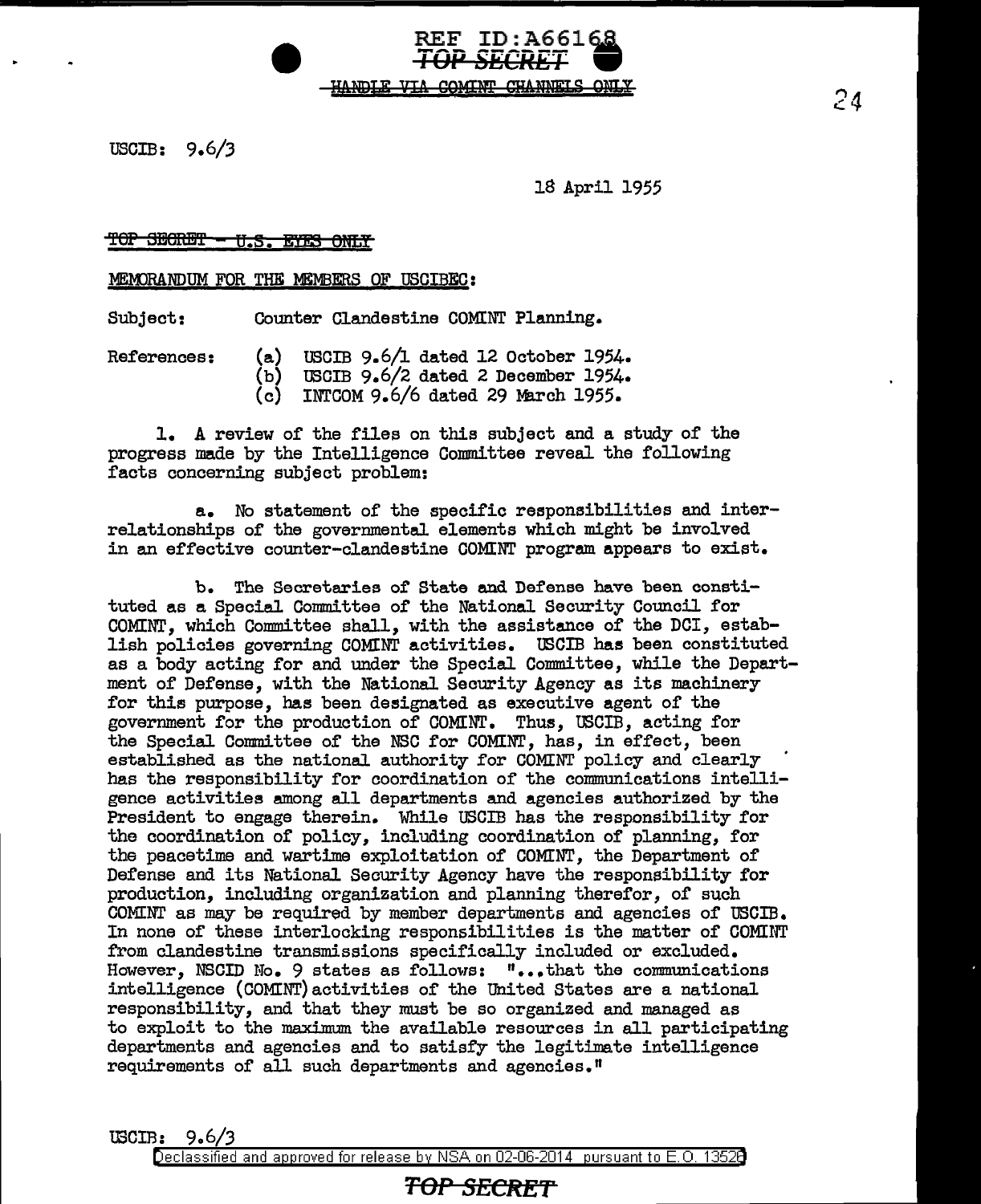USCIB: 9.6/3

18 April 1955

~~TOP SECRET - U.S. EYES ONLY~~

MEMORANDUM FOR THE MEMBERS OF USCIBEC:

Subject: Counter Clandestine COMINT Planning.

References:
(a) USCIB 9.6/1 dated 12 October 1954.
(b) USCIB 9.6/2 dated 2 December 1954.
(c) INTCOM 9.6/6 dated 29 March 1955.

1. A review of the files on this subject and a study of the progress made by the Intelligence Committee reveal the following facts concerning subject problem:

a. No statement of the specific responsibilities and interrelationships of the governmental elements which might be involved in an effective counter-clandestine COMINT program appears to exist.

b. The Secretaries of State and Defense have been constituted as a Special Committee of the National Security Council for COMINT, which Committee shall, with the assistance of the DCI, establish policies governing COMINT activities. USCIB has been constituted as a body acting for and under the Special Committee, while the Department of Defense, with the National Security Agency as its machinery for this purpose, has been designated as executive agent of the government for the production of COMINT. Thus, USCIB, acting for the Special Committee of the NSC for COMINT, has, in effect, been established as the national authority for COMINT policy and clearly has the responsibility for coordination of the communications intelligence activities among all departments and agencies authorized by the President to engage therein. While USCIB has the responsibility for the coordination of policy, including coordination of planning, for the peacetime and wartime exploitation of COMINT, the Department of Defense and its National Security Agency have the responsibility for production, including organization and planning therefor, of such COMINT as may be required by member departments and agencies of USCIB. In none of these interlocking responsibilities is the matter of COMINT from clandestine transmissions specifically included or excluded. However, NSCID No. 9 states as follows: "...that the communications intelligence (COMINT) activities of the United States are a national responsibility, and that they must be so organized and managed as to exploit to the maximum the available resources in all participating departments and agencies and to satisfy the legitimate intelligence requirements of all such departments and agencies."

USCIB: 9.6/3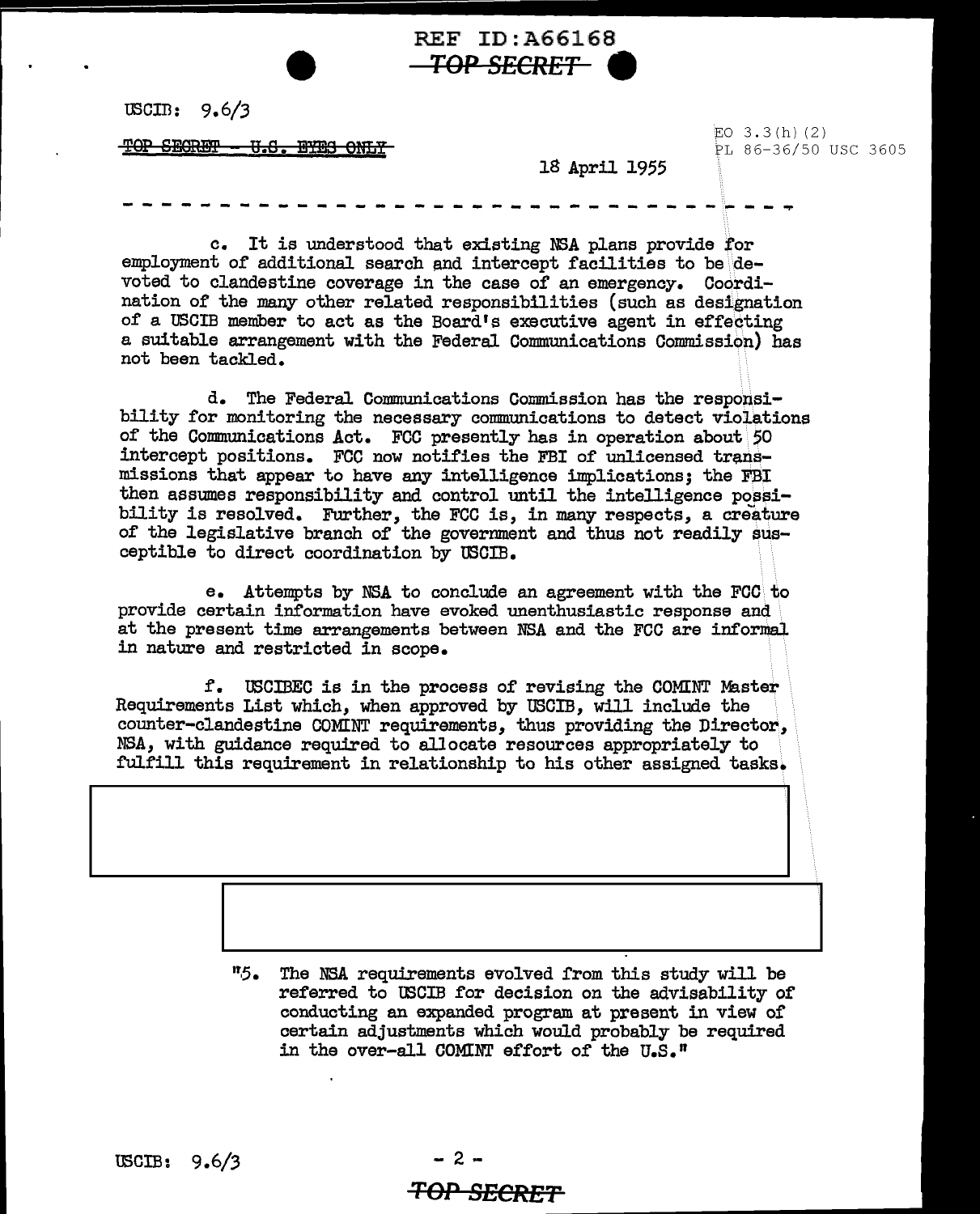REF ID:A66168

TOP SECRET

USCIB: 9.6/3

~~TOP SECRET - U.S. EYES ONLY~~

EO 3.3(h)(2)
PL 86-36/50 USC 3605

18 April 1955

- - - - - - - - - - - - - - - - - - - - - - - - - - - - - - - - - - - -

c. It is understood that existing NSA plans provide for employment of additional search and intercept facilities to be devoted to clandestine coverage in the case of an emergency. Coordination of the many other related responsibilities (such as designation of a USCIB member to act as the Board's executive agent in effecting a suitable arrangement with the Federal Communications Commission) has not been tackled.

d. The Federal Communications Commission has the responsibility for monitoring the necessary communications to detect violations of the Communications Act. FCC presently has in operation about 50 intercept positions. FCC now notifies the FBI of unlicensed transmissions that appear to have any intelligence implications; the FBI then assumes responsibility and control until the intelligence possibility is resolved. Further, the FCC is, in many respects, a creature of the legislative branch of the government and thus not readily susceptible to direct coordination by USCIB.

e. Attempts by NSA to conclude an agreement with the FCC to provide certain information have evoked unenthusiastic response and at the present time arrangements between NSA and the FCC are informal in nature and restricted in scope.

f. USCIBEC is in the process of revising the COMINT Master Requirements List which, when approved by USCIB, will include the counter-clandestine COMINT requirements, thus providing the Director, NSA, with guidance required to allocate resources appropriately to fulfill this requirement in relationship to his other assigned tasks.

"5. The NSA requirements evolved from this study will be referred to USCIB for decision on the advisability of conducting an expanded program at present in view of certain adjustments which would probably be required in the over-all COMINT effort of the U.S."

USCIB: 9.6/3

TOP SECRET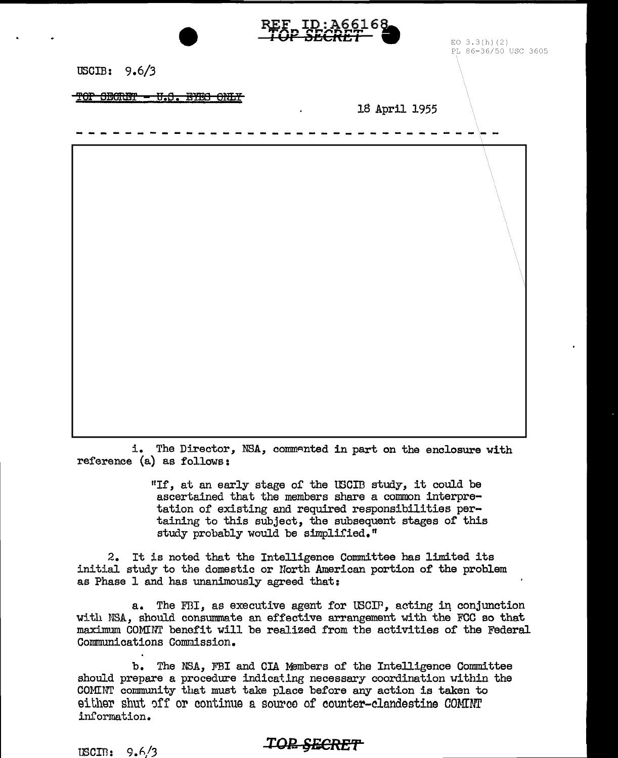REF ID:A66168
TOP SECRET

EO 3.3(h)(2)
PL 86-36/50 USC 3605

USCIB: 9.6/3

~~TOP SECRET - U.S. EYES ONLY~~

18 April 1955

- - - - - - - - - - - - - - - - - - - - - - - - - - - - - - - - -

i. The Director, NSA, commented in part on the enclosure with reference (a) as follows:

> "If, at an early stage of the USCIB study, it could be ascertained that the members share a common interpretation of existing and required responsibilities pertaining to this subject, the subsequent stages of this study probably would be simplified."

2. It is noted that the Intelligence Committee has limited its initial study to the domestic or North American portion of the problem as Phase 1 and has unanimously agreed that:

a. The FBI, as executive agent for USCIB, acting in conjunction with NSA, should consummate an effective arrangement with the FCC so that maximum COMINT benefit will be realized from the activities of the Federal Communications Commission.

b. The NSA, FBI and CIA Members of the Intelligence Committee should prepare a procedure indicating necessary coordination within the COMINT community that must take place before any action is taken to either shut off or continue a source of counter-clandestine COMINT information.

USCIB: 9.6/3

TOP SECRET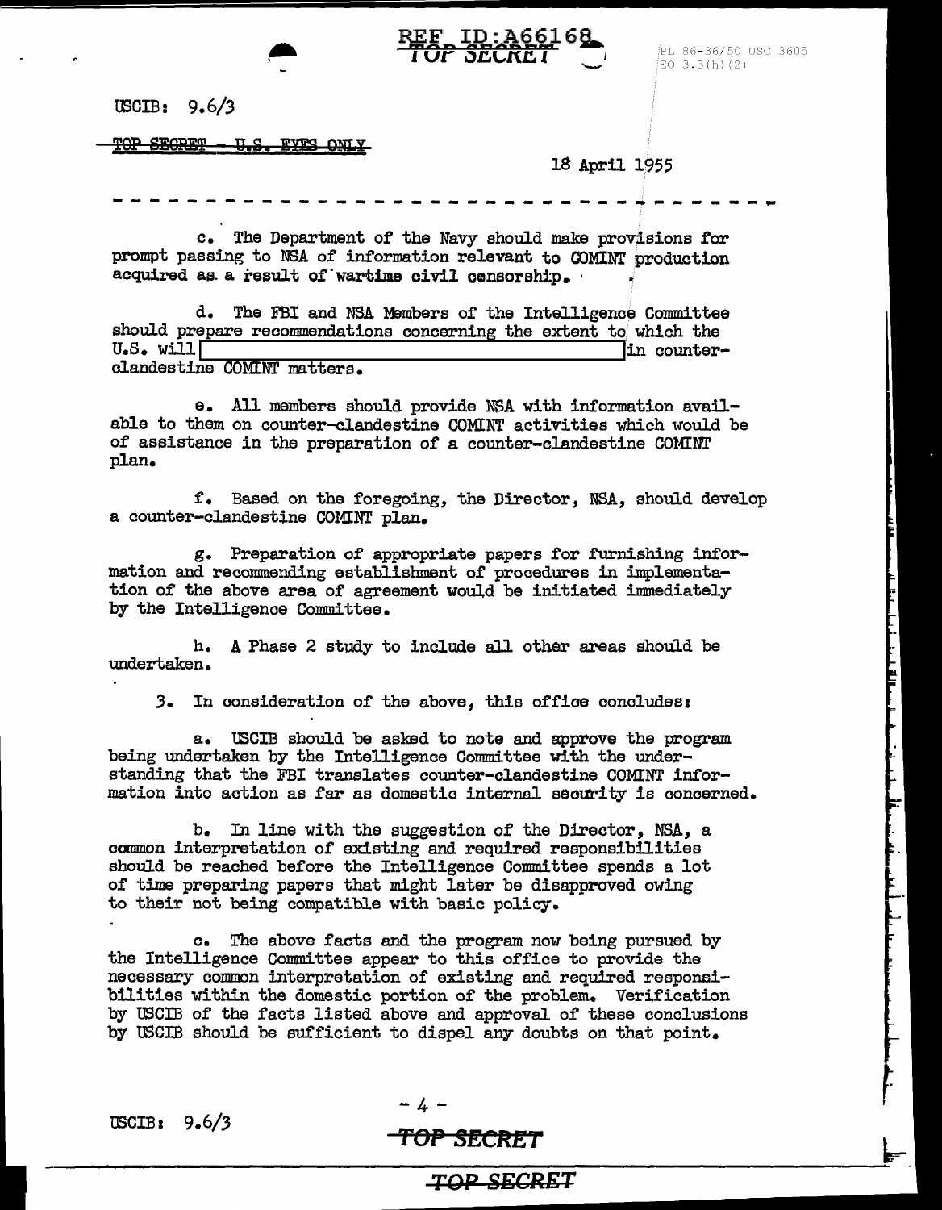USCIB: 9.6/3

~~TOP SECRET - U.S. EYES ONLY~~

18 April 1955

c. The Department of the Navy should make provisions for prompt passing to NSA of information relevant to COMINT production acquired as a result of wartime civil censorship.

d. The FBI and NSA Members of the Intelligence Committee should prepare recommendations concerning the extent to which the U.S. will [REDACTED] in counter-clandestine COMINT matters.

e. All members should provide NSA with information available to them on counter-clandestine COMINT activities which would be of assistance in the preparation of a counter-clandestine COMINT plan.

f. Based on the foregoing, the Director, NSA, should develop a counter-clandestine COMINT plan.

g. Preparation of appropriate papers for furnishing information and recommending establishment of procedures in implementation of the above area of agreement would be initiated immediately by the Intelligence Committee.

h. A Phase 2 study to include all other areas should be undertaken.

3. In consideration of the above, this office concludes:

a. USCIB should be asked to note and approve the program being undertaken by the Intelligence Committee with the understanding that the FBI translates counter-clandestine COMINT information into action as far as domestic internal security is concerned.

b. In line with the suggestion of the Director, NSA, a common interpretation of existing and required responsibilities should be reached before the Intelligence Committee spends a lot of time preparing papers that might later be disapproved owing to their not being compatible with basic policy.

c. The above facts and the program now being pursued by the Intelligence Committee appear to this office to provide the necessary common interpretation of existing and required responsibilities within the domestic portion of the problem. Verification by USCIB of the facts listed above and approval of these conclusions by USCIB should be sufficient to dispel any doubts on that point.

USCIB: 9.6/3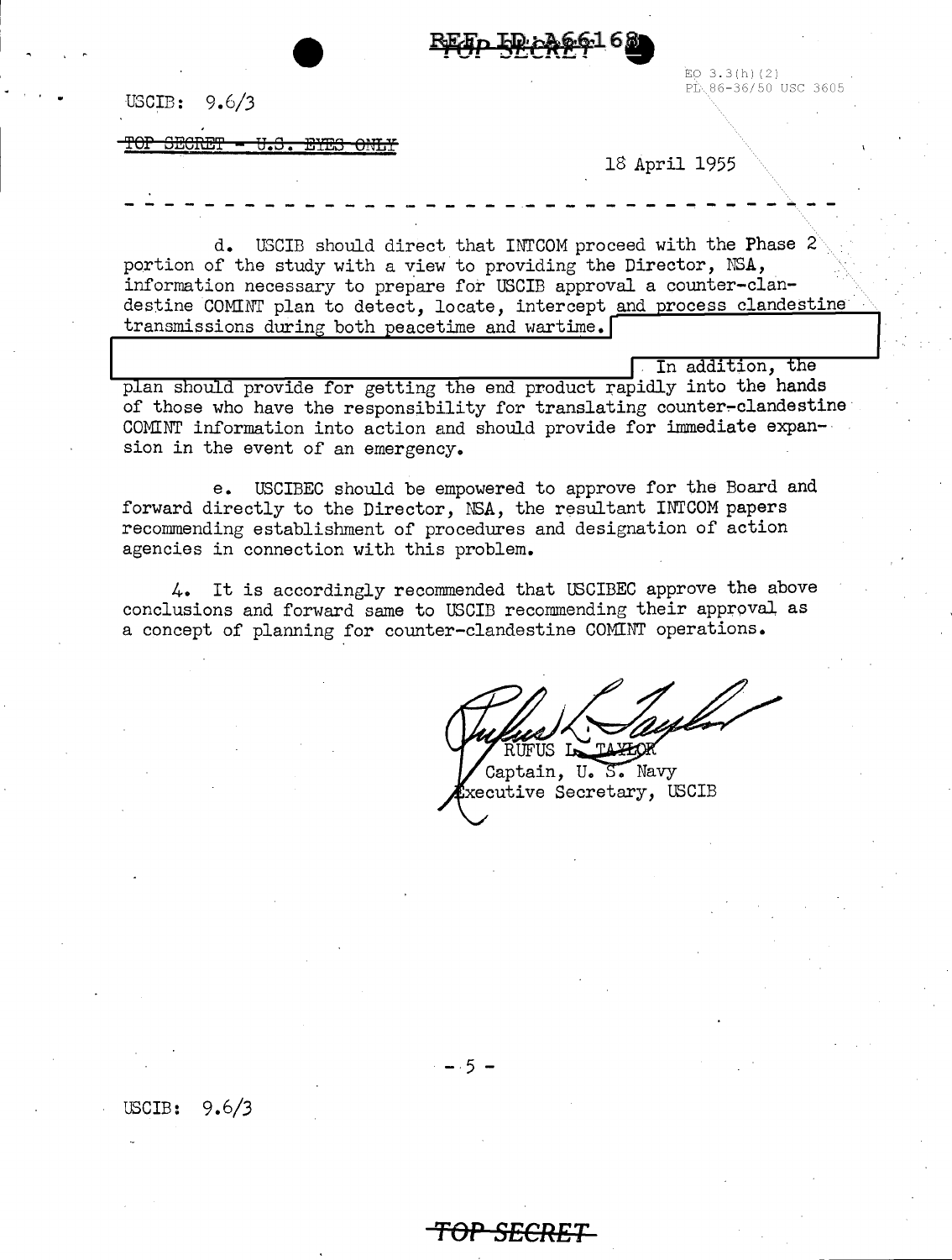USCIB: 9.6/3

~~TOP SECRET - U.S. EYES ONLY~~

18 April 1955

- - - - - - - - - - - - - - - - - - - - - - - - - - - - - - - - - -

d. USCIB should direct that INTCOM proceed with the Phase 2 portion of the study with a view to providing the Director, NSA, information necessary to prepare for USCIB approval a counter-clandestine COMINT plan to detect, locate, intercept and process clandestine transmissions during both peacetime and wartime. [REDACTED] In addition, the plan should provide for getting the end product rapidly into the hands of those who have the responsibility for translating counter-clandestine COMINT information into action and should provide for immediate expansion in the event of an emergency.

e. USCIBEC should be empowered to approve for the Board and forward directly to the Director, NSA, the resultant INTCOM papers recommending establishment of procedures and designation of action agencies in connection with this problem.

4. It is accordingly recommended that USCIBEC approve the above conclusions and forward same to USCIB recommending their approval as a concept of planning for counter-clandestine COMINT operations.

RUFUS L. TAYLOR
Captain, U. S. Navy
Executive Secretary, USCIB

USCIB: 9.6/3

TOP SECRET